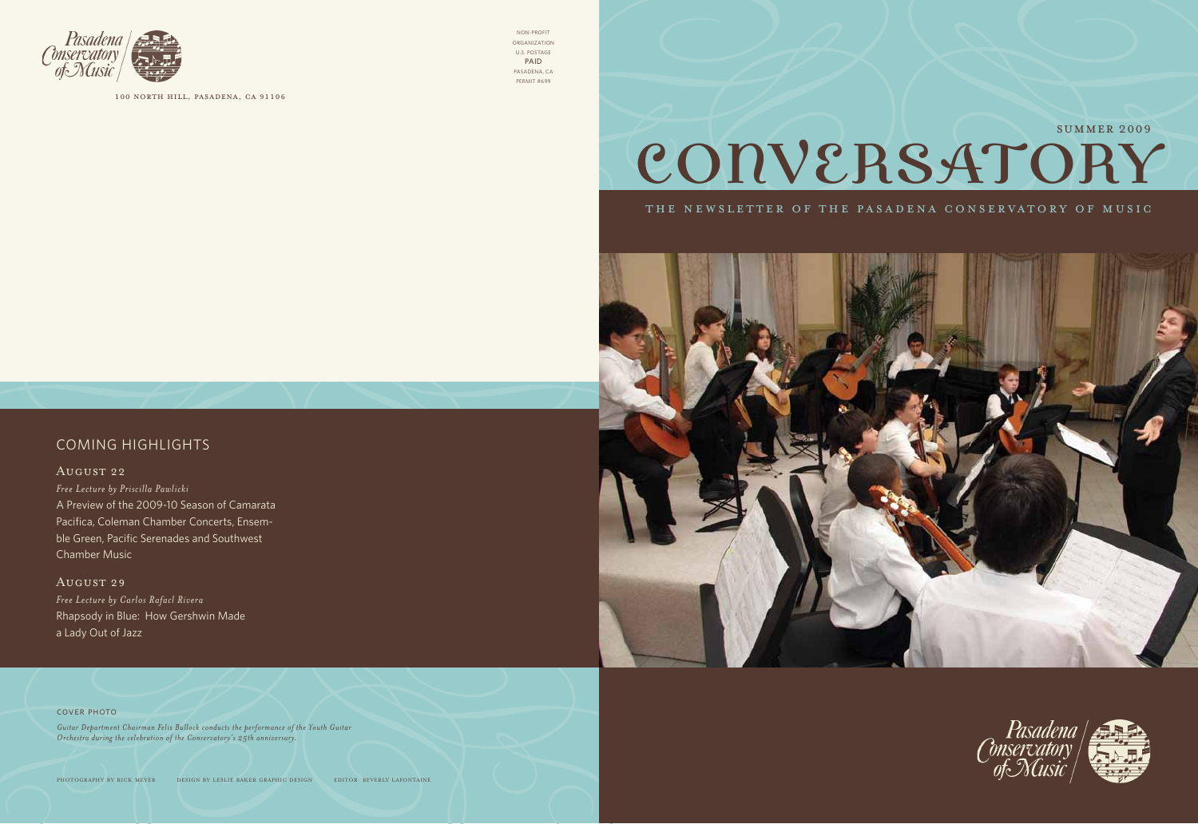Pasadena Conservatory of Music

100 NORTH HILL, PASADENA, CA 91106

NON-PROFIT ORGANIZATION
U.S. POSTAGE
PAID
PASADENA, CA
PERMIT #699

SUMMER 2009

# CONVERSATORY

THE NEWSLETTER OF THE PASADENA CONSERVATORY OF MUSIC

## COMING HIGHLIGHTS

### AUGUST 22

*Free Lecture by Priscilla Pawlicki*

A Preview of the 2009-10 Season of Camarata Pacifica, Coleman Chamber Concerts, Ensemble Green, Pacific Serenades and Southwest Chamber Music

### AUGUST 29

*Free Lecture by Carlos Rafael Rivera*

Rhapsody in Blue: How Gershwin Made a Lady Out of Jazz

COVER PHOTO

*Guitar Department Chairman Felix Bullock conducts the performance of the Youth Guitar Orchestra during the celebration of the Conservatory's 25th anniversary.*

PHOTOGRAPHY BY RICK MEYER DESIGN BY LESLIE BAKER GRAPHIC DESIGN EDITOR BEVERLY LAFONTAINE

Pasadena Conservatory of Music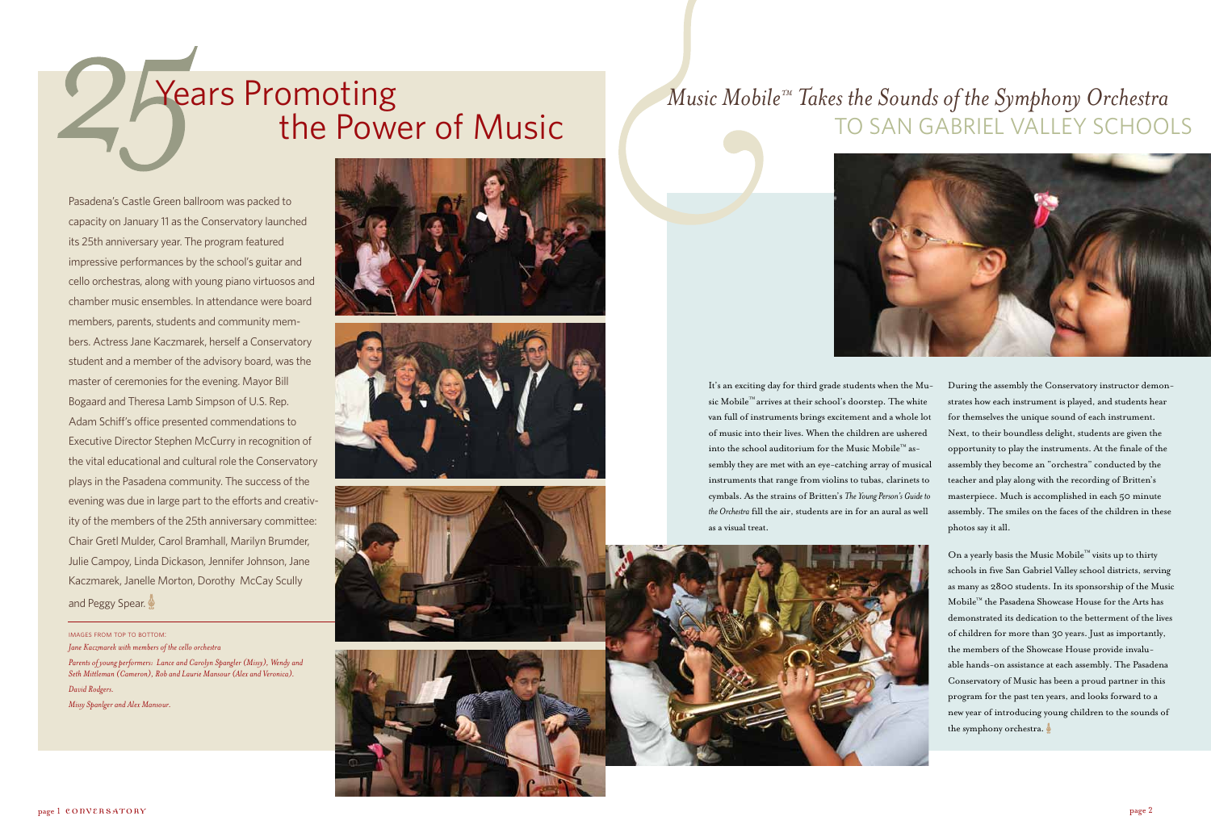# 25 Years Promoting the Power of Music

Pasadena's Castle Green ballroom was packed to capacity on January 11 as the Conservatory launched its 25th anniversary year. The program featured impressive performances by the school's guitar and cello orchestras, along with young piano virtuosos and chamber music ensembles. In attendance were board members, parents, students and community members. Actress Jane Kaczmarek, herself a Conservatory student and a member of the advisory board, was the master of ceremonies for the evening. Mayor Bill Bogaard and Theresa Lamb Simpson of U.S. Rep. Adam Schiff's office presented commendations to Executive Director Stephen McCurry in recognition of the vital educational and cultural role the Conservatory plays in the Pasadena community. The success of the evening was due in large part to the efforts and creativity of the members of the 25th anniversary committee: Chair Gretl Mulder, Carol Bramhall, Marilyn Brumder, Julie Campoy, Linda Dickason, Jennifer Johnson, Jane Kaczmarek, Janelle Morton, Dorothy McCay Scully and Peggy Spear.

IMAGES FROM TOP TO BOTTOM:

*Jane Kaczmarek with members of the cello orchestra*

*Parents of young performers: Lance and Carolyn Spangler (Missy), Wendy and Seth Mittleman (Cameron), Rob and Laurie Mansour (Alex and Veronica).*

*David Rodgers.*

*Missy Spanlger and Alex Mansour.*

# *Music Mobile™ Takes the Sounds of the Symphony Orchestra* TO SAN GABRIEL VALLEY SCHOOLS

It's an exciting day for third grade students when the Music Mobile™ arrives at their school's doorstep. The white van full of instruments brings excitement and a whole lot of music into their lives. When the children are ushered into the school auditorium for the Music Mobile™ assembly they are met with an eye-catching array of musical instruments that range from violins to tubas, clarinets to cymbals. As the strains of Britten's *The Young Person's Guide to the Orchestra* fill the air, students are in for an aural as well as a visual treat.

During the assembly the Conservatory instructor demonstrates how each instrument is played, and students hear for themselves the unique sound of each instrument. Next, to their boundless delight, students are given the opportunity to play the instruments. At the finale of the assembly they become an "orchestra" conducted by the teacher and play along with the recording of Britten's masterpiece. Much is accomplished in each 50 minute assembly. The smiles on the faces of the children in these photos say it all.

On a yearly basis the Music Mobile™ visits up to thirty schools in five San Gabriel Valley school districts, serving as many as 2800 students. In its sponsorship of the Music Mobile™ the Pasadena Showcase House for the Arts has demonstrated its dedication to the betterment of the lives of children for more than 30 years. Just as importantly, the members of the Showcase House provide invaluable hands-on assistance at each assembly. The Pasadena Conservatory of Music has been a proud partner in this program for the past ten years, and looks forward to a new year of introducing young children to the sounds of the symphony orchestra.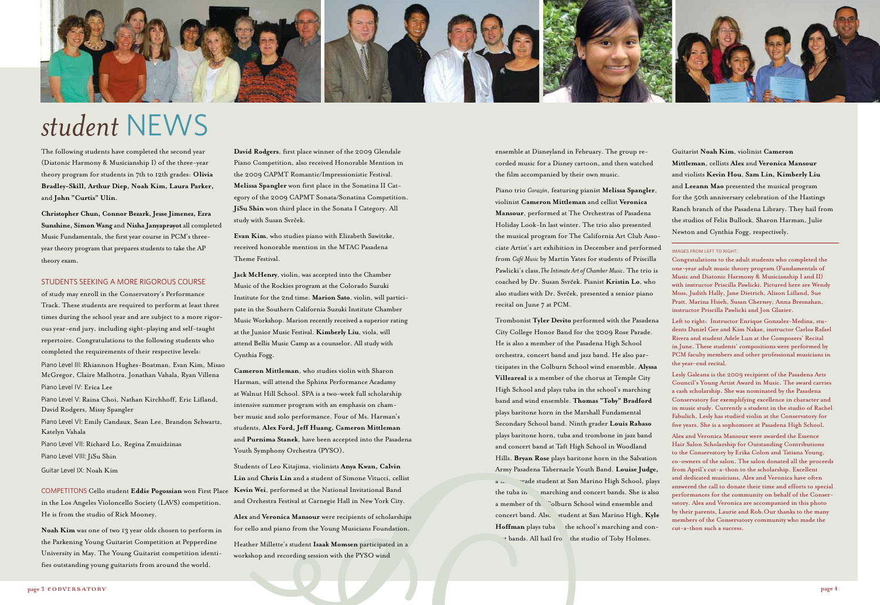# *student* NEWS

The following students have completed the second year (Diatonic Harmony & Musicianship I) of the three-year theory program for students in 7th to 12th grades: **Olivia Bradley-Skill, Arthur Diep, Noah Kim, Laura Parker,** and **John "Curtis" Ulin**.

**Christopher Chun, Connor Bezark, Jesse Jimenez, Ezra Sunshine, Simon Wang** and **Nisha Janyaprayot** all completed Music Fundamentals, the first year course in PCM's three-year theory program that prepares students to take the AP theory exam.

## STUDENTS SEEKING A MORE RIGOROUS COURSE

of study may enroll in the Conservatory's Performance Track. These students are required to perform at least three times during the school year and are subject to a more rigorous year-end jury, including sight-playing and self-taught repertoire. Congratulations to the following students who completed the requirements of their respective levels:

Piano Level III: Rhiannon Hughes-Boatman, Evan Kim, Misao McGregor, Claire Malhotra, Jonathan Vahala, Ryan Villena

Piano Level IV: Erica Lee

Piano Level V: Raina Choi, Nathan Kirchhoff, Eric Lifland, David Rodgers, Missy Spangler

Piano Level VI: Emily Candaux, Sean Lee, Brandon Schwartz, Katelyn Vahala

Piano Level VII: Richard Lo, Regina Zmuidzinas

Piano Level VIII: JiSu Shin

Guitar Level IX: Noah Kim

COMPETITONS Cello student **Eddie Pogossian** won First Place in the Los Angeles Violoncello Society (LAVS) competition. He is from the studio of Rick Mooney.

**Noah Kim** was one of two 13 year olds chosen to perform in the Parkening Young Guitarist Competition at Pepperdine University in May. The Young Guitarist competition identifies outstanding young guitarists from around the world.

**David Rodgers**, first place winner of the 2009 Glendale Piano Competition, also received Honorable Mention in the 2009 CAPMT Romantic/Impressionistic Festival. **Melissa Spangler** won first place in the Sonatina II Category of the 2009 CAPMT Sonata/Sonatina Competition. **JiSu Shin** won third place in the Sonata I Category. All study with Susan Svrček.

**Evan Kim**, who studies piano with Elizabeth Sawitzke, received honorable mention in the MTAC Pasadena Theme Festival.

**Jack McHenry**, violin, was accepted into the Chamber Music of the Rockies program at the Colorado Suzuki Institute for the 2nd time. **Marion Sato**, violin, will participate in the Southern California Suzuki Institute Chamber Music Workshop. Marion recently received a superior rating at the Junior Music Festival. **Kimberly Liu**, viola, will attend Bellis Music Camp as a counselor. All study with Cynthia Fogg.

**Cameron Mittleman**, who studies violin with Sharon Harman, will attend the Sphinx Performance Acadamy at Walnut Hill School. SPA is a two-week full scholarship intensive summer program with an emphasis on chamber music and solo performance. Four of Ms. Harman's students, **Alex Ford, Jeff Huang, Cameron Mittleman** and **Purnima Stanek**, have been accepted into the Pasadena Youth Symphony Orchestra (PYSO).

Students of Leo Kitajima, violinists **Anya Kwan, Calvin Lin** and **Chris Lin** and a student of Simone Vitucci, cellist **Kevin Wei**, performed at the National Invitational Band and Orchestra Festival at Carnegie Hall in New York City.

**Alex** and **Veronica Mansour** were recipients of scholarships for cello and piano from the Young Musicians Foundation.

Heather Millette's student **Isaak Momsen** participated in a workshop and recording session with the PYSO wind ensemble at Disneyland in February. The group recorded music for a Disney cartoon, and then watched the film accompanied by their own music.

Piano trio *Corazón*, featuring pianist **Melissa Spangler**, violinist **Cameron Mittleman** and cellist **Veronica Mansour**, performed at The Orchestras of Pasadena Holiday Look-In last winter. The trio also presented the musical program for The California Art Club Associate Artist's art exhibition in December and performed from *Café Music* by Martin Yates for students of Priscilla Pawlicki's class, *The Intimate Art of Chamber Music*. The trio is coached by Dr. Susan Svrček. Pianist **Kristin Lo**, who also studies with Dr. Svrček, presented a senior piano recital on June 7 at PCM.

Trombonist **Tyler Devito** performed with the Pasadena City College Honor Band for the 2009 Rose Parade. He is also a member of the Pasadena High School orchestra, concert band and jazz band. He also participates in the Colburn School wind ensemble. **Alyssa Villeareal** is a member of the chorus at Temple City High School and plays tuba in the school's marching band and wind ensemble. **Thomas "Toby" Bradford** plays baritone horn in the Marshall Fundamental Secondary School band. Ninth grader **Louis Rabaso** plays baritone horn, tuba and trombone in jazz band and concert band at Taft High School in Woodland Hills. **Bryan Rose** plays baritone horn in the Salvation Army Pasadena Tabernacle Youth Band. **Louise Judge,** a ninth grade student at San Marino High School, plays the tuba in the marching and concert bands. She is also a member of the Colburn School wind ensemble and concert band. Also a student at San Marino High, **Kyle Hoffman** plays tuba in the school's marching and concert bands. All hail from the studio of Toby Holmes.

Guitarist **Noah Kim**, violinist **Cameron Mittleman**, cellists **Alex** and **Veronica Mansour** and violists **Kevin Hou**, **Sam Lin, Kimberly Liu** and **Leeann Mao** presented the musical program for the 50th anniversary celebration of the Hastings Ranch branch of the Pasadena Library. They hail from the studios of Felix Bullock, Sharon Harman, Julie Newton and Cynthia Fogg, respectively.

IMAGES FROM LEFT TO RIGHT:

Congratulations to the adult students who completed the one-year adult music theory program (Fundamentals of Music and Diatonic Harmony & Musicianship I and II) with instructor Priscilla Pawlicki. Pictured here are Wendy Moss, Judith Hally, Jane Dietrich, Alison Lifland, Sue Pratt, Marina Hsieh, Susan Cherney, Anna Bresnahan, instructor Priscilla Pawlicki and Jon Glazier.

Left to right: Instructor Enrique Gonzalez-Medina, students Daniel Gee and Kim Nakae, instructor Carlos Rafael Rivera and student Adele Lun at the Composers' Recital in June. These students' compositions were performed by PCM faculty members and other professional musicians in the year-end recital.

Lesly Galeana is the 2009 recipient of the Pasadena Arts Council's Young Artist Award in Music. The award carries a cash scholarship. She was nominated by the Pasadena Conservatory for exemplifying excellence in character and in music study. Currently a student in the studio of Rachel Fabulich, Lesly has studied violin at the Conservatory for five years. She is a sophomore at Pasadena High School.

Alex and Veronica Mansour were awarded the Essence Hair Salon Scholarship for Outstanding Contributions to the Conservatory by Erika Colon and Tatiana Young, co-owners of the salon. The salon donated all the proceeds from April's cut-a-thon to the scholarship. Excellent and dedicated musicians, Alex and Veronica have often answered the call to donate their time and efforts to special performances for the community on behalf of the Conservatory. Alex and Veronica are accompanied in this photo by their parents, Laurie and Rob.Our thanks to the many members of the Conservatory community who made the cut-a-thon such a success.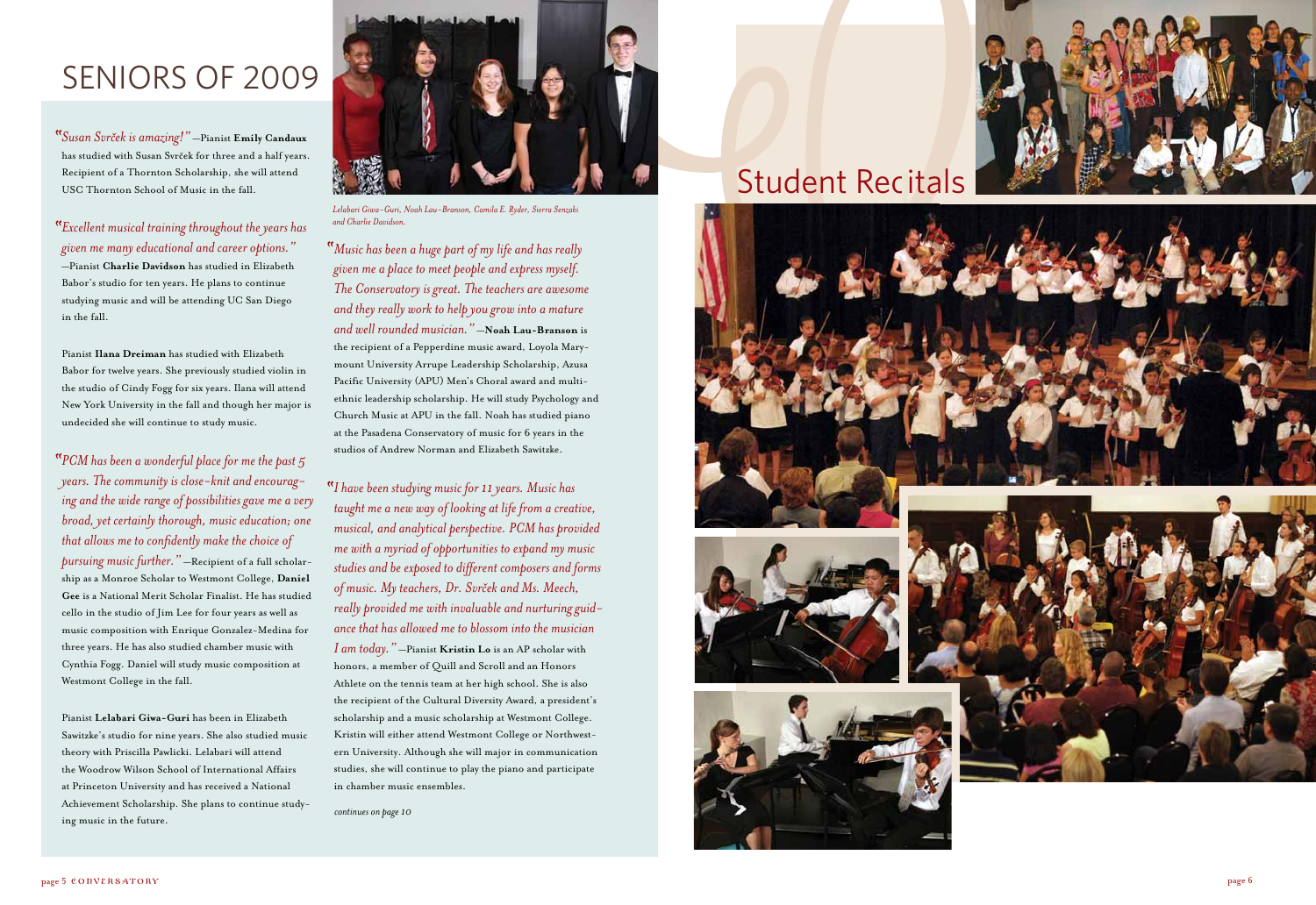# SENIORS OF 2009

*"Susan Svrček is amazing!"* —Pianist **Emily Candaux** has studied with Susan Svrček for three and a half years. Recipient of a Thornton Scholarship, she will attend USC Thornton School of Music in the fall.

*"Excellent musical training throughout the years has given me many educational and career options."* —Pianist **Charlie Davidson** has studied in Elizabeth Babor's studio for ten years. He plans to continue studying music and will be attending UC San Diego in the fall.

Pianist **Ilana Dreiman** has studied with Elizabeth Babor for twelve years. She previously studied violin in the studio of Cindy Fogg for six years. Ilana will attend New York University in the fall and though her major is undecided she will continue to study music.

*"PCM has been a wonderful place for me the past 5 years. The community is close-knit and encouraging and the wide range of possibilities gave me a very broad, yet certainly thorough, music education; one that allows me to confidently make the choice of pursuing music further."* —Recipient of a full scholarship as a Monroe Scholar to Westmont College, **Daniel Gee** is a National Merit Scholar Finalist. He has studied cello in the studio of Jim Lee for four years as well as music composition with Enrique Gonzalez-Medina for three years. He has also studied chamber music with Cynthia Fogg. Daniel will study music composition at Westmont College in the fall.

Pianist **Lelabari Giwa-Guri** has been in Elizabeth Sawitzke's studio for nine years. She also studied music theory with Priscilla Pawlicki. Lelabari will attend the Woodrow Wilson School of International Affairs at Princeton University and has received a National Achievement Scholarship. She plans to continue studying music in the future.

*Lelabari Giwa-Guri, Noah Lau-Branson, Camila E. Ryder, Sierra Senzaki and Charlie Davidson.*

*"Music has been a huge part of my life and has really given me a place to meet people and express myself. The Conservatory is great. The teachers are awesome and they really work to help you grow into a mature and well rounded musician."* —**Noah Lau-Branson** is the recipient of a Pepperdine music award, Loyola Marymount University Arrupe Leadership Scholarship, Azusa Pacific University (APU) Men's Choral award and multiethnic leadership scholarship. He will study Psychology and Church Music at APU in the fall. Noah has studied piano at the Pasadena Conservatory of music for 6 years in the studios of Andrew Norman and Elizabeth Sawitzke.

*"I have been studying music for 11 years. Music has taught me a new way of looking at life from a creative, musical, and analytical perspective. PCM has provided me with a myriad of opportunities to expand my music studies and be exposed to different composers and forms of music. My teachers, Dr. Svrček and Ms. Meech, really provided me with invaluable and nurturing guidance that has allowed me to blossom into the musician I am today."* —Pianist **Kristin Lo** is an AP scholar with honors, a member of Quill and Scroll and an Honors Athlete on the tennis team at her high school. She is also the recipient of the Cultural Diversity Award, a president's scholarship and a music scholarship at Westmont College. Kristin will either attend Westmont College or Northwestern University. Although she will major in communication studies, she will continue to play the piano and participate in chamber music ensembles.

*continues on page 10*

# Student Recitals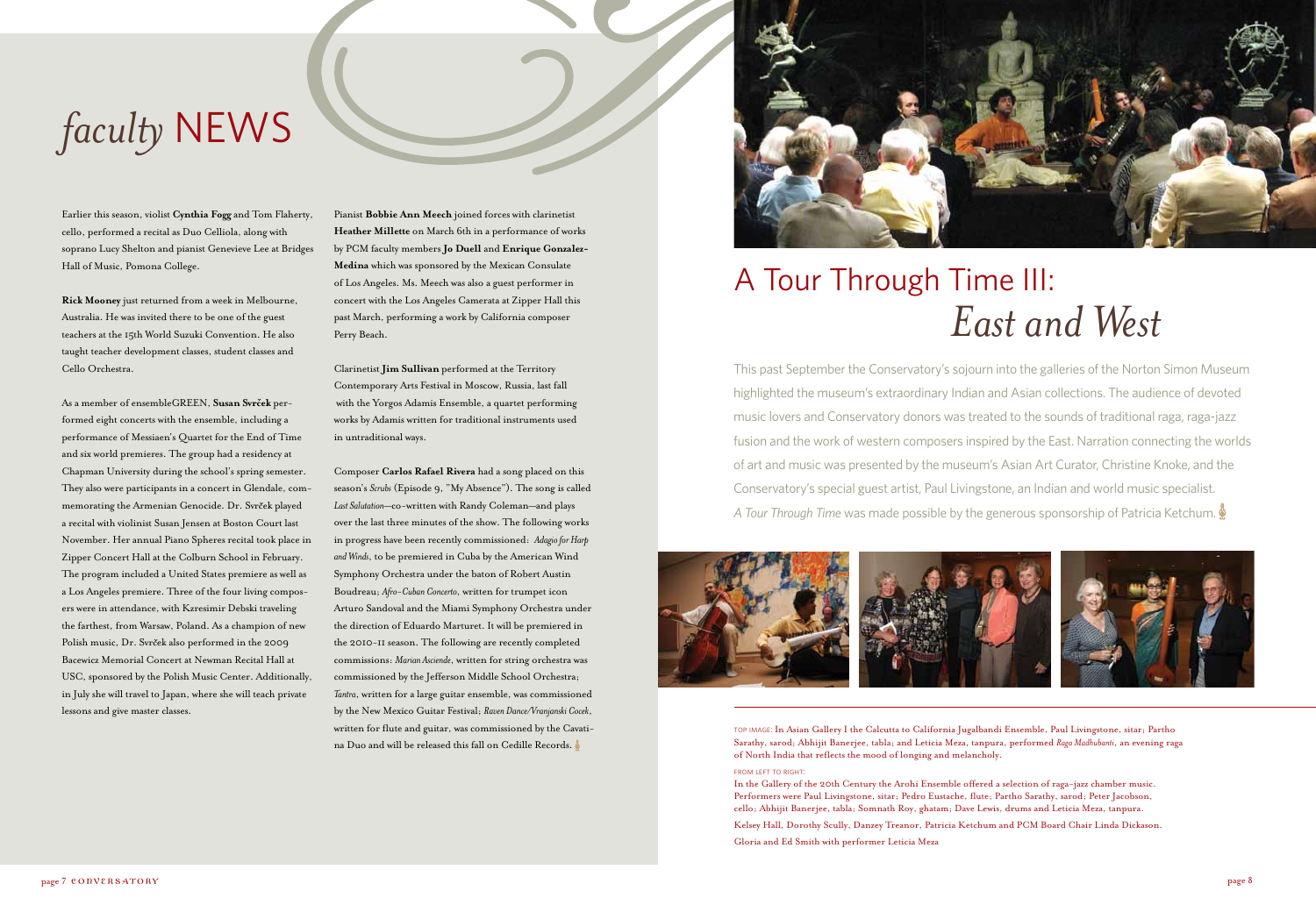# *faculty* NEWS

Earlier this season, violist **Cynthia Fogg** and Tom Flaherty, cello, performed a recital as Duo Celliola, along with soprano Lucy Shelton and pianist Genevieve Lee at Bridges Hall of Music, Pomona College.

**Rick Mooney** just returned from a week in Melbourne, Australia. He was invited there to be one of the guest teachers at the 15th World Suzuki Convention. He also taught teacher development classes, student classes and Cello Orchestra.

As a member of ensembleGREEN, **Susan Svrček** performed eight concerts with the ensemble, including a performance of Messiaen's Quartet for the End of Time and six world premieres. The group had a residency at Chapman University during the school's spring semester. They also were participants in a concert in Glendale, commemorating the Armenian Genocide. Dr. Svrček played a recital with violinist Susan Jensen at Boston Court last November. Her annual Piano Spheres recital took place in Zipper Concert Hall at the Colburn School in February. The program included a United States premiere as well as a Los Angeles premiere. Three of the four living composers were in attendance, with Kzresimir Debski traveling the farthest, from Warsaw, Poland. As a champion of new Polish music, Dr. Svrček also performed in the 2009 Bacewicz Memorial Concert at Newman Recital Hall at USC, sponsored by the Polish Music Center. Additionally, in July she will travel to Japan, where she will teach private lessons and give master classes.

Pianist **Bobbie Ann Meech** joined forces with clarinetist **Heather Millette** on March 6th in a performance of works by PCM faculty members **Jo Duell** and **Enrique Gonzalez-Medina** which was sponsored by the Mexican Consulate of Los Angeles. Ms. Meech was also a guest performer in concert with the Los Angeles Camerata at Zipper Hall this past March, performing a work by California composer Perry Beach.

Clarinetist **Jim Sullivan** performed at the Territory Contemporary Arts Festival in Moscow, Russia, last fall with the Yorgos Adamis Ensemble, a quartet performing works by Adamis written for traditional instruments used in untraditional ways.

Composer **Carlos Rafael Rivera** had a song placed on this season's *Scrubs* (Episode 9, "My Absence"). The song is called *Last Salutation*—co-written with Randy Coleman—and plays over the last three minutes of the show. The following works in progress have been recently commissioned: *Adagio for Harp and Winds*, to be premiered in Cuba by the American Wind Symphony Orchestra under the baton of Robert Austin Boudreau; *Afro-Cuban Concerto*, written for trumpet icon Arturo Sandoval and the Miami Symphony Orchestra under the direction of Eduardo Marturet. It will be premiered in the 2010-11 season. The following are recently completed commissions: *Marian Asciende*, written for string orchestra was commissioned by the Jefferson Middle School Orchestra; *Tantra*, written for a large guitar ensemble, was commissioned by the New Mexico Guitar Festival; *Raven Dance/Vranjanski Cocek*, written for flute and guitar, was commissioned by the Cavatina Duo and will be released this fall on Cedille Records.

# A Tour Through Time III: *East and West*

This past September the Conservatory's sojourn into the galleries of the Norton Simon Museum highlighted the museum's extraordinary Indian and Asian collections. The audience of devoted music lovers and Conservatory donors was treated to the sounds of traditional raga, raga-jazz fusion and the work of western composers inspired by the East. Narration connecting the worlds of art and music was presented by the museum's Asian Art Curator, Christine Knoke, and the Conservatory's special guest artist, Paul Livingstone, an Indian and world music specialist. *A Tour Through Time* was made possible by the generous sponsorship of Patricia Ketchum.

TOP IMAGE: In Asian Gallery I the Calcutta to California Jugalbandi Ensemble, Paul Livingstone, sitar; Partho Sarathy, sarod; Abhijit Banerjee, tabla; and Leticia Meza, tanpura, performed *Raga Madhubanti*, an evening raga of North India that reflects the mood of longing and melancholy.

FROM LEFT TO RIGHT:

In the Gallery of the 20th Century the Arohi Ensemble offered a selection of raga-jazz chamber music. Performers were Paul Livingstone, sitar; Pedro Eustache, flute; Partho Sarathy, sarod; Peter Jacobson, cello; Abhijit Banerjee, tabla; Somnath Roy, ghatam; Dave Lewis, drums and Leticia Meza, tanpura.

Kelsey Hall, Dorothy Scully, Danzey Treanor, Patricia Ketchum and PCM Board Chair Linda Dickason.

Gloria and Ed Smith with performer Leticia Meza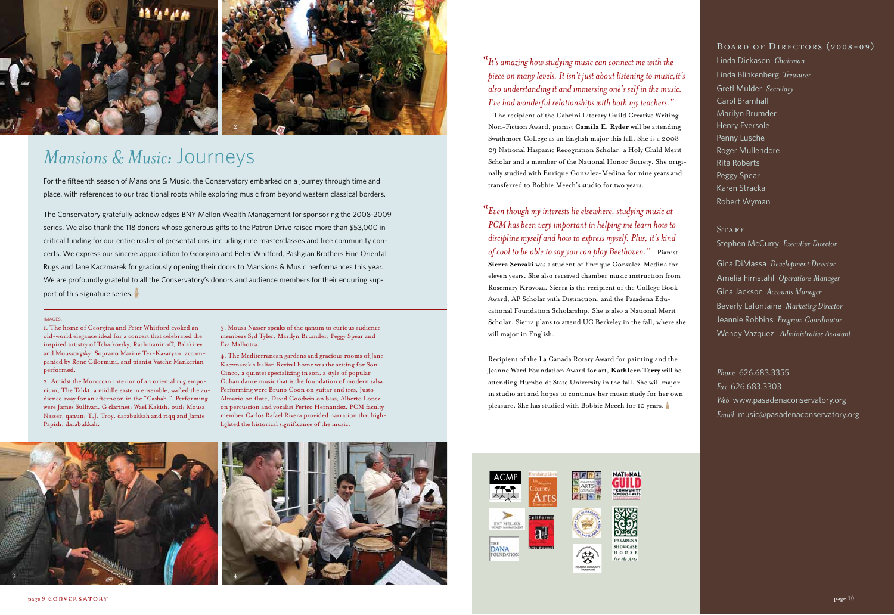# *Mansions & Music:* Journeys

For the fifteenth season of Mansions & Music, the Conservatory embarked on a journey through time and place, with references to our traditional roots while exploring music from beyond western classical borders.

The Conservatory gratefully acknowledges BNY Mellon Wealth Management for sponsoring the 2008-2009 series. We also thank the 118 donors whose generous gifts to the Patron Drive raised more than $53,000 in critical funding for our entire roster of presentations, including nine masterclasses and free community concerts. We express our sincere appreciation to Georgina and Peter Whitford, Pashgian Brothers Fine Oriental Rugs and Jane Kaczmarek for graciously opening their doors to Mansions & Music performances this year. We are profoundly grateful to all the Conservatory's donors and audience members for their enduring support of this signature series.

IMAGES:

1. The home of Georgina and Peter Whitford evoked an old-world elegance ideal for a concert that celebrated the inspired artistry of Tchaikovsky, Rachmaninoff, Balakirev and Moussorgsky. Soprano Mariné Ter-Kazaryan, accompanied by Rene Gilormini, and pianist Vatche Mankerian performed.

2. Amidst the Moroccan interior of an oriental rug emporium, The Tahkt, a middle eastern ensemble, wafted the audience away for an afternoon in the "Casbah." Performing were James Sullivan, G clarinet; Wael Kakish, oud; Mousa Nasser, qanun; T.J. Troy, darabukkah and riqq and Jamie Papish, darabukkah.

3. Mousa Nasser speaks of the qanum to curious audience members Syd Tyler, Marilyn Brumder, Peggy Spear and Eva Malhotra.

4. The Mediterranean gardens and gracious rooms of Jane Kaczmarek's Italian Revival home was the setting for Son Cinco, a quintet specializing in son, a style of popular Cuban dance music that is the foundation of modern salsa. Performing were Bruno Coon on guitar and tres, Justo Almario on flute, David Goodwin on bass, Alberto Lopez on percussion and vocalist Perico Hernandez. PCM faculty member Carlos Rafael Rivera provided narration that highlighted the historical significance of the music.

*"It's amazing how studying music can connect me with the piece on many levels. It isn't just about listening to music, it's also understanding it and immersing one's self in the music. I've had wonderful relationships with both my teachers."* —The recipient of the Cabrini Literary Guild Creative Writing Non-Fiction Award, pianist **Camila E. Ryder** will be attending Swathmore College as an English major this fall. She is a 2008-09 National Hispanic Recognition Scholar, a Holy Child Merit Scholar and a member of the National Honor Society. She originally studied with Enrique Gonzalez-Medina for nine years and transferred to Bobbie Meech's studio for two years.

*"Even though my interests lie elsewhere, studying music at PCM has been very important in helping me learn how to discipline myself and how to express myself. Plus, it's kind of cool to be able to say you can play Beethoven."* —Pianist **Sierra Senzaki** was a student of Enrique Gonzalez-Medina for eleven years. She also received chamber music instruction from Rosemary Krovoza. Sierra is the recipient of the College Book Award, AP Scholar with Distinction, and the Pasadena Educational Foundation Scholarship. She is also a National Merit Scholar. Sierra plans to attend UC Berkeley in the fall, where she will major in English.

Recipient of the La Canada Rotary Award for painting and the Jeanne Ward Foundation Award for art, **Kathleen Terry** will be attending Humboldt State University in the fall. She will major in studio art and hopes to continue her music study for her own pleasure. She has studied with Bobbie Meech for 10 years.

## Board of Directors (2008-09)

Linda Dickason *Chairman*
Linda Blinkenberg *Treasurer*
Gretl Mulder *Secretary*
Carol Bramhall
Marilyn Brumder
Henry Eversole
Penny Lusche
Roger Mullendore
Rita Roberts
Peggy Spear
Karen Stracka
Robert Wyman

## Staff

Stephen McCurry *Executive Director*

Gina DiMassa *Development Director*
Amelia Firnstahl *Operations Manager*
Gina Jackson *Accounts Manager*
Beverly Lafontaine *Marketing Director*
Jeannie Robbins *Program Coordinator*
Wendy Vazquez *Administrative Assistant*

*Phone* 626.683.3355
*Fax* 626.683.3303
*Web* www.pasadenaconservatory.org
*Email* music@pasadenaconservatory.org